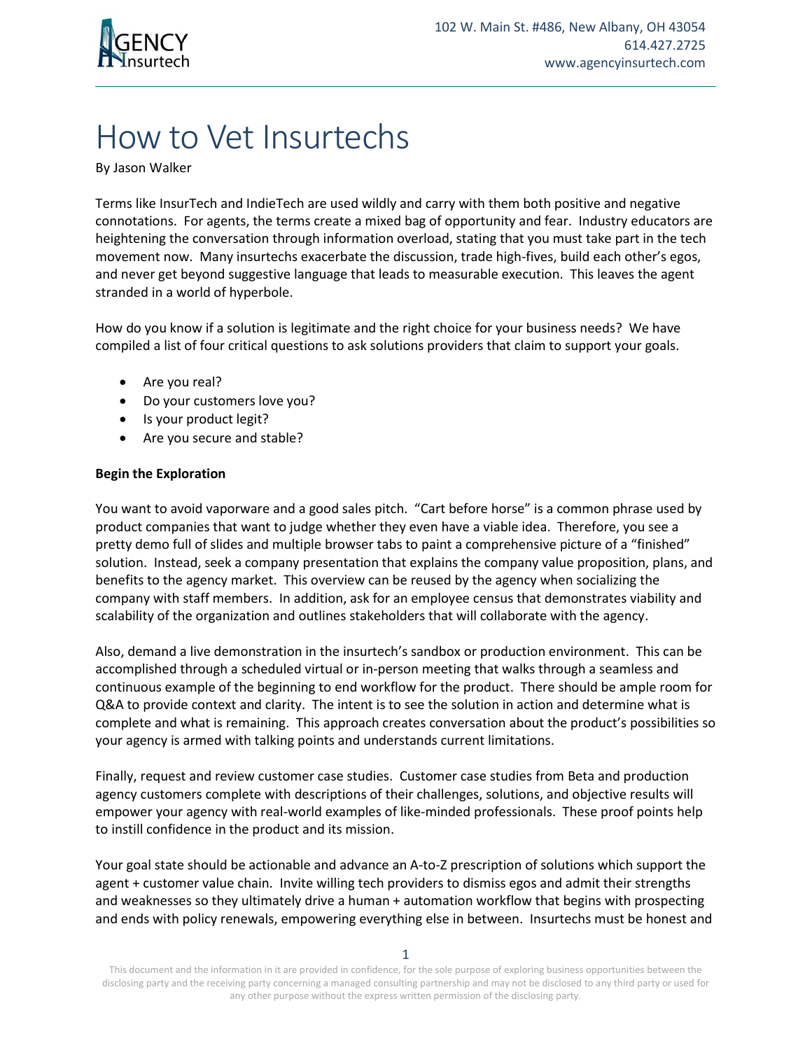# How to Vet Insurtechs

By Jason Walker

Terms like InsurTech and IndieTech are used wildly and carry with them both positive and negative connotations. For agents, the terms create a mixed bag of opportunity and fear. Industry educators are heightening the conversation through information overload, stating that you must take part in the tech movement now. Many insurtechs exacerbate the discussion, trade high-fives, build each other's egos, and never get beyond suggestive language that leads to measurable execution. This leaves the agent stranded in a world of hyperbole.

How do you know if a solution is legitimate and the right choice for your business needs? We have compiled a list of four critical questions to ask solutions providers that claim to support your goals.

- Are you real?
- Do your customers love you?
- Is your product legit?
- Are you secure and stable?

**Begin the Exploration**

You want to avoid vaporware and a good sales pitch. "Cart before horse" is a common phrase used by product companies that want to judge whether they even have a viable idea. Therefore, you see a pretty demo full of slides and multiple browser tabs to paint a comprehensive picture of a "finished" solution. Instead, seek a company presentation that explains the company value proposition, plans, and benefits to the agency market. This overview can be reused by the agency when socializing the company with staff members. In addition, ask for an employee census that demonstrates viability and scalability of the organization and outlines stakeholders that will collaborate with the agency.

Also, demand a live demonstration in the insurtech's sandbox or production environment. This can be accomplished through a scheduled virtual or in-person meeting that walks through a seamless and continuous example of the beginning to end workflow for the product. There should be ample room for Q&A to provide context and clarity. The intent is to see the solution in action and determine what is complete and what is remaining. This approach creates conversation about the product's possibilities so your agency is armed with talking points and understands current limitations.

Finally, request and review customer case studies. Customer case studies from Beta and production agency customers complete with descriptions of their challenges, solutions, and objective results will empower your agency with real-world examples of like-minded professionals. These proof points help to instill confidence in the product and its mission.

Your goal state should be actionable and advance an A-to-Z prescription of solutions which support the agent + customer value chain. Invite willing tech providers to dismiss egos and admit their strengths and weaknesses so they ultimately drive a human + automation workflow that begins with prospecting and ends with policy renewals, empowering everything else in between. Insurtechs must be honest and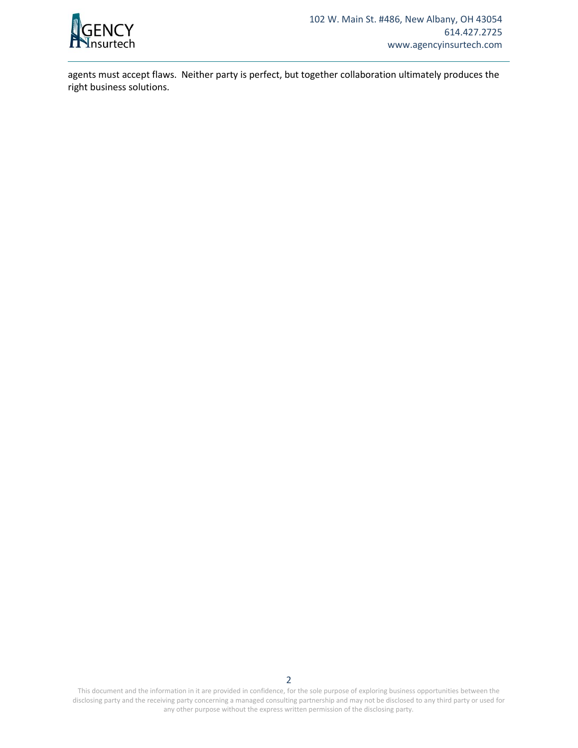agents must accept flaws. Neither party is perfect, but together collaboration ultimately produces the right business solutions.